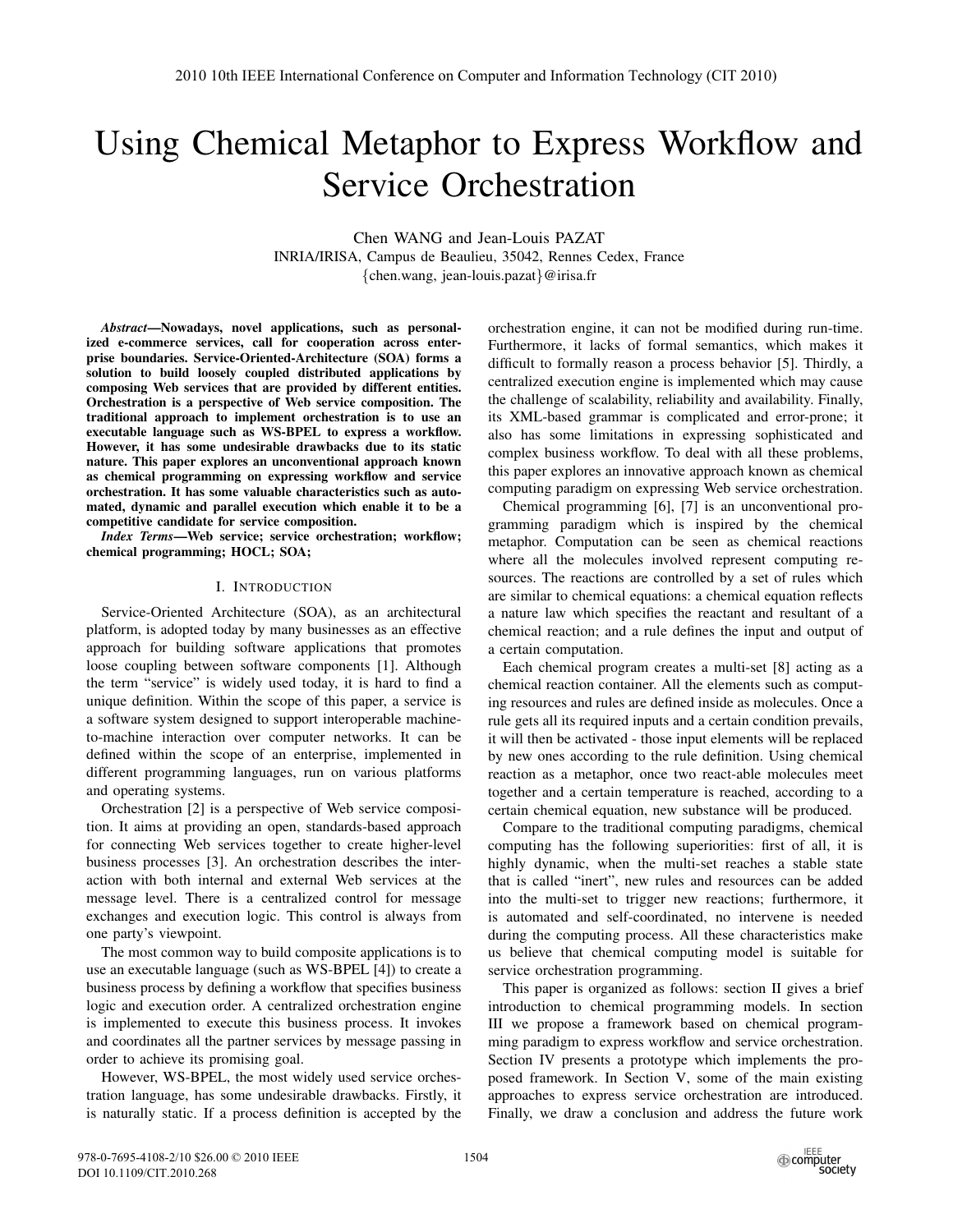# Using Chemical Metaphor to Express Workflow and Service Orchestration

Chen WANG and Jean-Louis PAZAT
INRIA/IRISA, Campus de Beaulieu, 35042, Rennes Cedex, France
{chen.wang, jean-louis.pazat}@irisa.fr

***Abstract*—Nowadays, novel applications, such as personalized e-commerce services, call for cooperation across enterprise boundaries. Service-Oriented-Architecture (SOA) forms a solution to build loosely coupled distributed applications by composing Web services that are provided by different entities. Orchestration is a perspective of Web service composition. The traditional approach to implement orchestration is to use an executable language such as WS-BPEL to express a workflow. However, it has some undesirable drawbacks due to its static nature. This paper explores an unconventional approach known as chemical programming on expressing workflow and service orchestration. It has some valuable characteristics such as automated, dynamic and parallel execution which enable it to be a competitive candidate for service composition.**

***Index Terms*—Web service; service orchestration; workflow; chemical programming; HOCL; SOA;**

## I. Introduction

Service-Oriented Architecture (SOA), as an architectural platform, is adopted today by many businesses as an effective approach for building software applications that promotes loose coupling between software components [1]. Although the term "service" is widely used today, it is hard to find a unique definition. Within the scope of this paper, a service is a software system designed to support interoperable machine-to-machine interaction over computer networks. It can be defined within the scope of an enterprise, implemented in different programming languages, run on various platforms and operating systems.

Orchestration [2] is a perspective of Web service composition. It aims at providing an open, standards-based approach for connecting Web services together to create higher-level business processes [3]. An orchestration describes the interaction with both internal and external Web services at the message level. There is a centralized control for message exchanges and execution logic. This control is always from one party's viewpoint.

The most common way to build composite applications is to use an executable language (such as WS-BPEL [4]) to create a business process by defining a workflow that specifies business logic and execution order. A centralized orchestration engine is implemented to execute this business process. It invokes and coordinates all the partner services by message passing in order to achieve its promising goal.

However, WS-BPEL, the most widely used service orchestration language, has some undesirable drawbacks. Firstly, it is naturally static. If a process definition is accepted by the orchestration engine, it can not be modified during run-time. Furthermore, it lacks of formal semantics, which makes it difficult to formally reason a process behavior [5]. Thirdly, a centralized execution engine is implemented which may cause the challenge of scalability, reliability and availability. Finally, its XML-based grammar is complicated and error-prone; it also has some limitations in expressing sophisticated and complex business workflow. To deal with all these problems, this paper explores an innovative approach known as chemical computing paradigm on expressing Web service orchestration.

Chemical programming [6], [7] is an unconventional programming paradigm which is inspired by the chemical metaphor. Computation can be seen as chemical reactions where all the molecules involved represent computing resources. The reactions are controlled by a set of rules which are similar to chemical equations: a chemical equation reflects a nature law which specifies the reactant and resultant of a chemical reaction; and a rule defines the input and output of a certain computation.

Each chemical program creates a multi-set [8] acting as a chemical reaction container. All the elements such as computing resources and rules are defined inside as molecules. Once a rule gets all its required inputs and a certain condition prevails, it will then be activated - those input elements will be replaced by new ones according to the rule definition. Using chemical reaction as a metaphor, once two react-able molecules meet together and a certain temperature is reached, according to a certain chemical equation, new substance will be produced.

Compare to the traditional computing paradigms, chemical computing has the following superiorities: first of all, it is highly dynamic, when the multi-set reaches a stable state that is called "inert", new rules and resources can be added into the multi-set to trigger new reactions; furthermore, it is automated and self-coordinated, no intervene is needed during the computing process. All these characteristics make us believe that chemical computing model is suitable for service orchestration programming.

This paper is organized as follows: section II gives a brief introduction to chemical programming models. In section III we propose a framework based on chemical programming paradigm to express workflow and service orchestration. Section IV presents a prototype which implements the proposed framework. In Section V, some of the main existing approaches to express service orchestration are introduced. Finally, we draw a conclusion and address the future work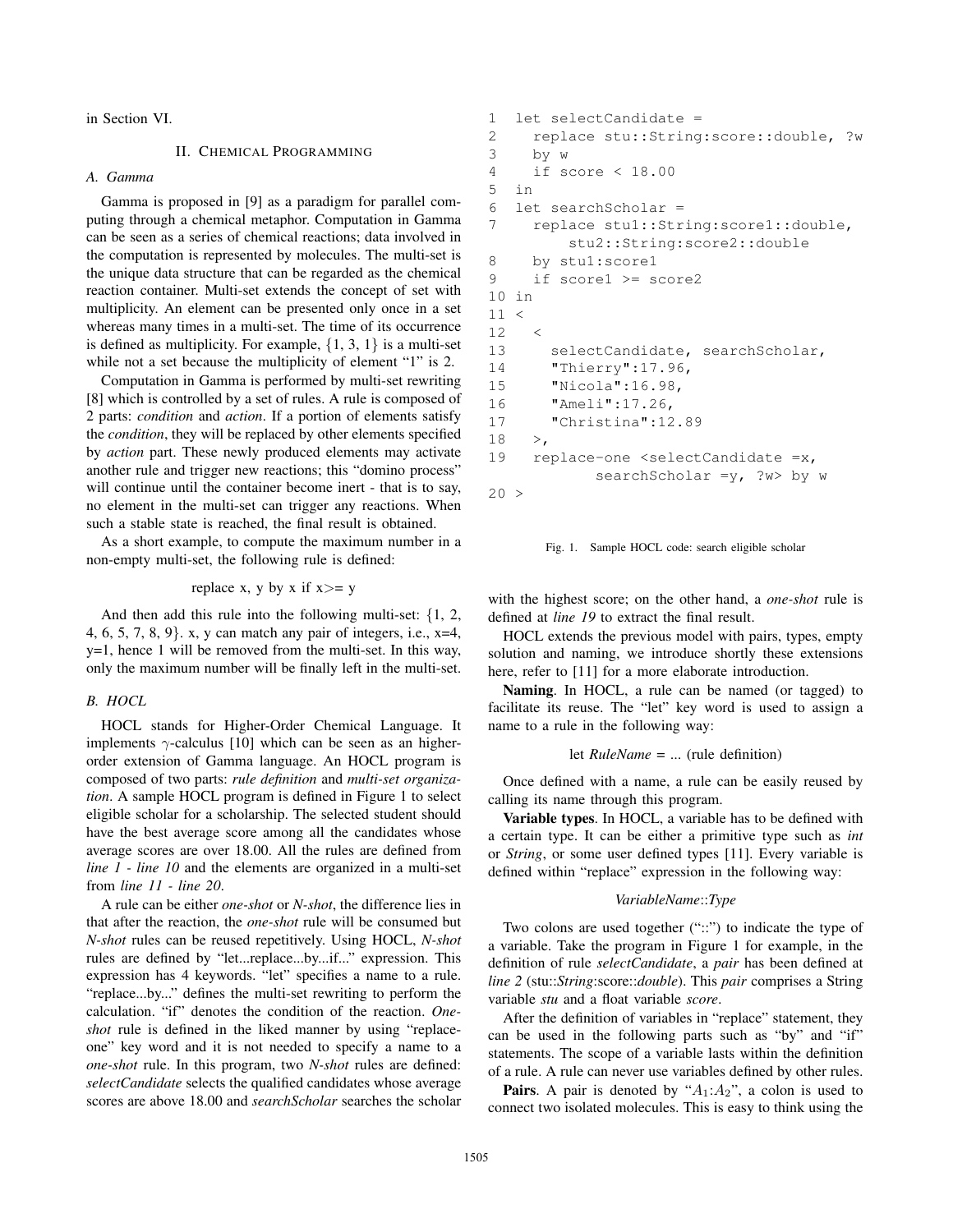in Section VI.

## II. Chemical Programming

### A. Gamma

Gamma is proposed in [9] as a paradigm for parallel computing through a chemical metaphor. Computation in Gamma can be seen as a series of chemical reactions; data involved in the computation is represented by molecules. The multi-set is the unique data structure that can be regarded as the chemical reaction container. Multi-set extends the concept of set with multiplicity. An element can be presented only once in a set whereas many times in a multi-set. The time of its occurrence is defined as multiplicity. For example, $\{1, 3, 1\}$ is a multi-set while not a set because the multiplicity of element "1" is 2.

Computation in Gamma is performed by multi-set rewriting [8] which is controlled by a set of rules. A rule is composed of 2 parts: *condition* and *action*. If a portion of elements satisfy the *condition*, they will be replaced by other elements specified by *action* part. These newly produced elements may activate another rule and trigger new reactions; this "domino process" will continue until the container become inert - that is to say, no element in the multi-set can trigger any reactions. When such a stable state is reached, the final result is obtained.

As a short example, to compute the maximum number in a non-empty multi-set, the following rule is defined:

replace x, y by x if x>= y

And then add this rule into the following multi-set: $\{1, 2, 4, 6, 5, 7, 8, 9\}$. x, y can match any pair of integers, i.e., x=4, y=1, hence 1 will be removed from the multi-set. In this way, only the maximum number will be finally left in the multi-set.

### B. HOCL

HOCL stands for Higher-Order Chemical Language. It implements $\gamma$-calculus [10] which can be seen as an higher-order extension of Gamma language. An HOCL program is composed of two parts: *rule definition* and *multi-set organization*. A sample HOCL program is defined in Figure 1 to select eligible scholar for a scholarship. The selected student should have the best average score among all the candidates whose average scores are over 18.00. All the rules are defined from *line 1 - line 10* and the elements are organized in a multi-set from *line 11 - line 20*.

A rule can be either *one-shot* or *N-shot*, the difference lies in that after the reaction, the *one-shot* rule will be consumed but *N-shot* rules can be reused repetitively. Using HOCL, *N-shot* rules are defined by "let...replace...by...if..." expression. This expression has 4 keywords. "let" specifies a name to a rule. "replace...by..." defines the multi-set rewriting to perform the calculation. "if" denotes the condition of the reaction. *One-shot* rule is defined in the liked manner by using "replace-one" key word and it is not needed to specify a name to a *one-shot* rule. In this program, two *N-shot* rules are defined: *selectCandidate* selects the qualified candidates whose average scores are above 18.00 and *searchScholar* searches the scholar with the highest score; on the other hand, a *one-shot* rule is defined at *line 19* to extract the final result.

```
1  let selectCandidate =
2    replace stu::String:score::double, ?w
3    by w
4    if score < 18.00
5  in
6  let searchScholar =
7    replace stu1::String:score1::double,
         stu2::String:score2::double
8    by stu1:score1
9    if score1 >= score2
10 in
11 <
12   <
13     selectCandidate, searchScholar,
14     "Thierry":17.96,
15     "Nicola":16.98,
16     "Ameli":17.26,
17     "Christina":12.89
18   >,
19   replace-one <selectCandidate =x,
           searchScholar =y, ?w> by w
20 >
```

Fig. 1. Sample HOCL code: search eligible scholar

HOCL extends the previous model with pairs, types, empty solution and naming, we introduce shortly these extensions here, refer to [11] for a more elaborate introduction.

**Naming**. In HOCL, a rule can be named (or tagged) to facilitate its reuse. The "let" key word is used to assign a name to a rule in the following way:

let *RuleName* = ... (rule definition)

Once defined with a name, a rule can be easily reused by calling its name through this program.

**Variable types**. In HOCL, a variable has to be defined with a certain type. It can be either a primitive type such as *int* or *String*, or some user defined types [11]. Every variable is defined within "replace" expression in the following way:

*VariableName*::*Type*

Two colons are used together ("::") to indicate the type of a variable. Take the program in Figure 1 for example, in the definition of rule *selectCandidate*, a *pair* has been defined at *line 2* (stu::*String*:score::*double*). This *pair* comprises a String variable *stu* and a float variable *score*.

After the definition of variables in "replace" statement, they can be used in the following parts such as "by" and "if" statements. The scope of a variable lasts within the definition of a rule. A rule can never use variables defined by other rules.

**Pairs**. A pair is denoted by "$A_1$:$A_2$", a colon is used to connect two isolated molecules. This is easy to think using the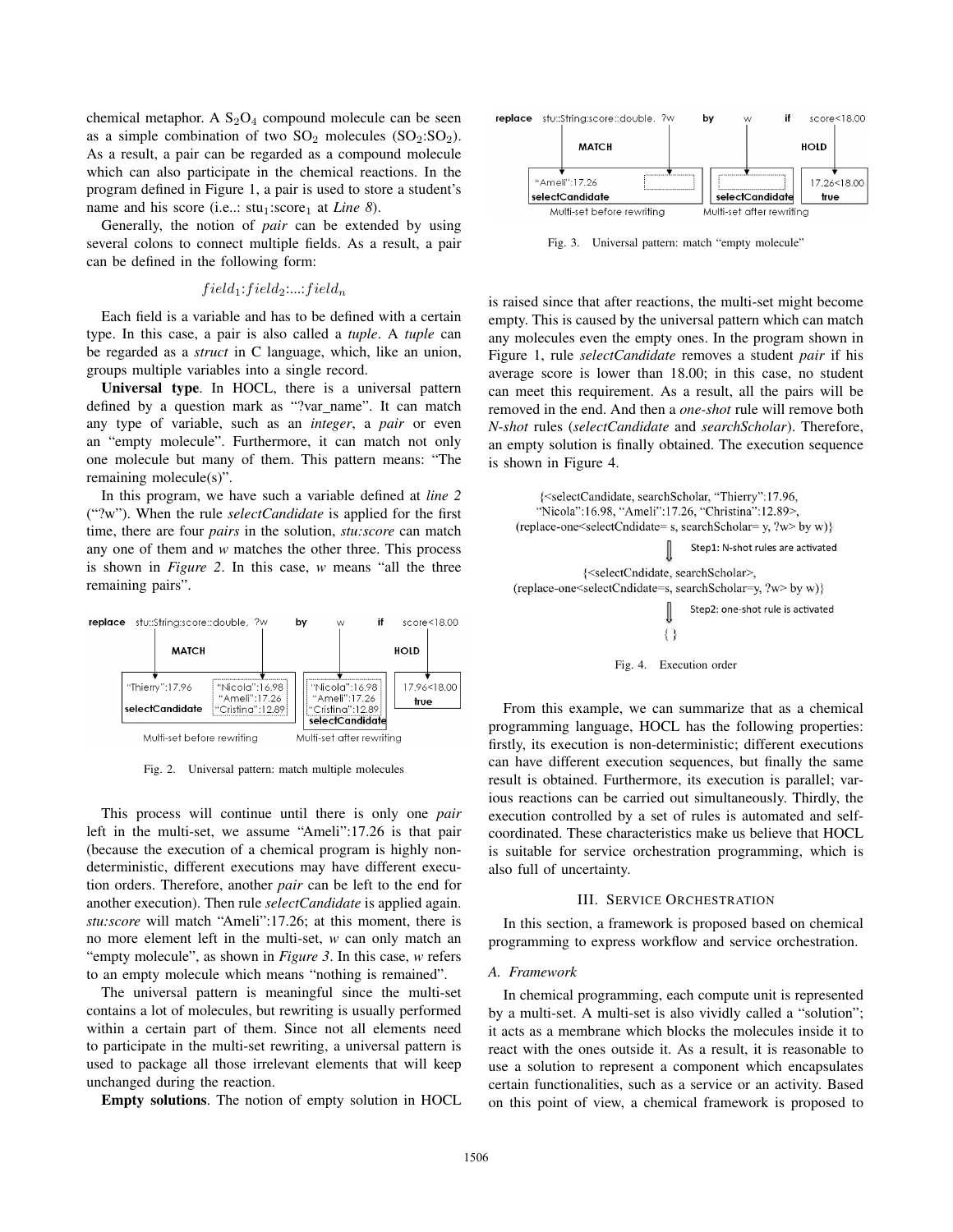chemical metaphor. A $S_2O_4$ compound molecule can be seen as a simple combination of two $SO_2$ molecules ($SO_2$:$SO_2$). As a result, a pair can be regarded as a compound molecule which can also participate in the chemical reactions. In the program defined in Figure 1, a pair is used to store a student's name and his score (i.e..: $stu_1$:$score_1$ at *Line 8*).

Generally, the notion of *pair* can be extended by using several colons to connect multiple fields. As a result, a pair can be defined in the following form:

$$field_1{:}field_2{:}...{:}field_n$$

Each field is a variable and has to be defined with a certain type. In this case, a pair is also called a *tuple*. A *tuple* can be regarded as a *struct* in C language, which, like an union, groups multiple variables into a single record.

**Universal type**. In HOCL, there is a universal pattern defined by a question mark as "?var_name". It can match any type of variable, such as an *integer*, a *pair* or even an "empty molecule". Furthermore, it can match not only one molecule but many of them. This pattern means: "The remaining molecule(s)".

In this program, we have such a variable defined at *line 2* ("?w"). When the rule *selectCandidate* is applied for the first time, there are four *pairs* in the solution, *stu:score* can match any one of them and *w* matches the other three. This process is shown in *Figure 2*. In this case, *w* means "all the three remaining pairs".

Fig. 2. Universal pattern: match multiple molecules

This process will continue until there is only one *pair* left in the multi-set, we assume "Ameli":17.26 is that pair (because the execution of a chemical program is highly non-deterministic, different executions may have different execution orders. Therefore, another *pair* can be left to the end for another execution). Then rule *selectCandidate* is applied again. *stu:score* will match "Ameli":17.26; at this moment, there is no more element left in the multi-set, *w* can only match an "empty molecule", as shown in *Figure 3*. In this case, *w* refers to an empty molecule which means "nothing is remained".

The universal pattern is meaningful since the multi-set contains a lot of molecules, but rewriting is usually performed within a certain part of them. Since not all elements need to participate in the multi-set rewriting, a universal pattern is used to package all those irrelevant elements that will keep unchanged during the reaction.

**Empty solutions**. The notion of empty solution in HOCL is raised since that after reactions, the multi-set might become empty. This is caused by the universal pattern which can match any molecules even the empty ones. In the program shown in Figure 1, rule *selectCandidate* removes a student *pair* if his average score is lower than 18.00; in this case, no student can meet this requirement. As a result, all the pairs will be removed in the end. And then a *one-shot* rule will remove both *N-shot* rules (*selectCandidate* and *searchScholar*). Therefore, an empty solution is finally obtained. The execution sequence is shown in Figure 4.

Fig. 3. Universal pattern: match "empty molecule"

Fig. 4. Execution order

From this example, we can summarize that as a chemical programming language, HOCL has the following properties: firstly, its execution is non-deterministic; different executions can have different execution sequences, but finally the same result is obtained. Furthermore, its execution is parallel; various reactions can be carried out simultaneously. Thirdly, the execution controlled by a set of rules is automated and self-coordinated. These characteristics make us believe that HOCL is suitable for service orchestration programming, which is also full of uncertainty.

## III. Service Orchestration

In this section, a framework is proposed based on chemical programming to express workflow and service orchestration.

### A. Framework

In chemical programming, each compute unit is represented by a multi-set. A multi-set is also vividly called a "solution"; it acts as a membrane which blocks the molecules inside it to react with the ones outside it. As a result, it is reasonable to use a solution to represent a component which encapsulates certain functionalities, such as a service or an activity. Based on this point of view, a chemical framework is proposed to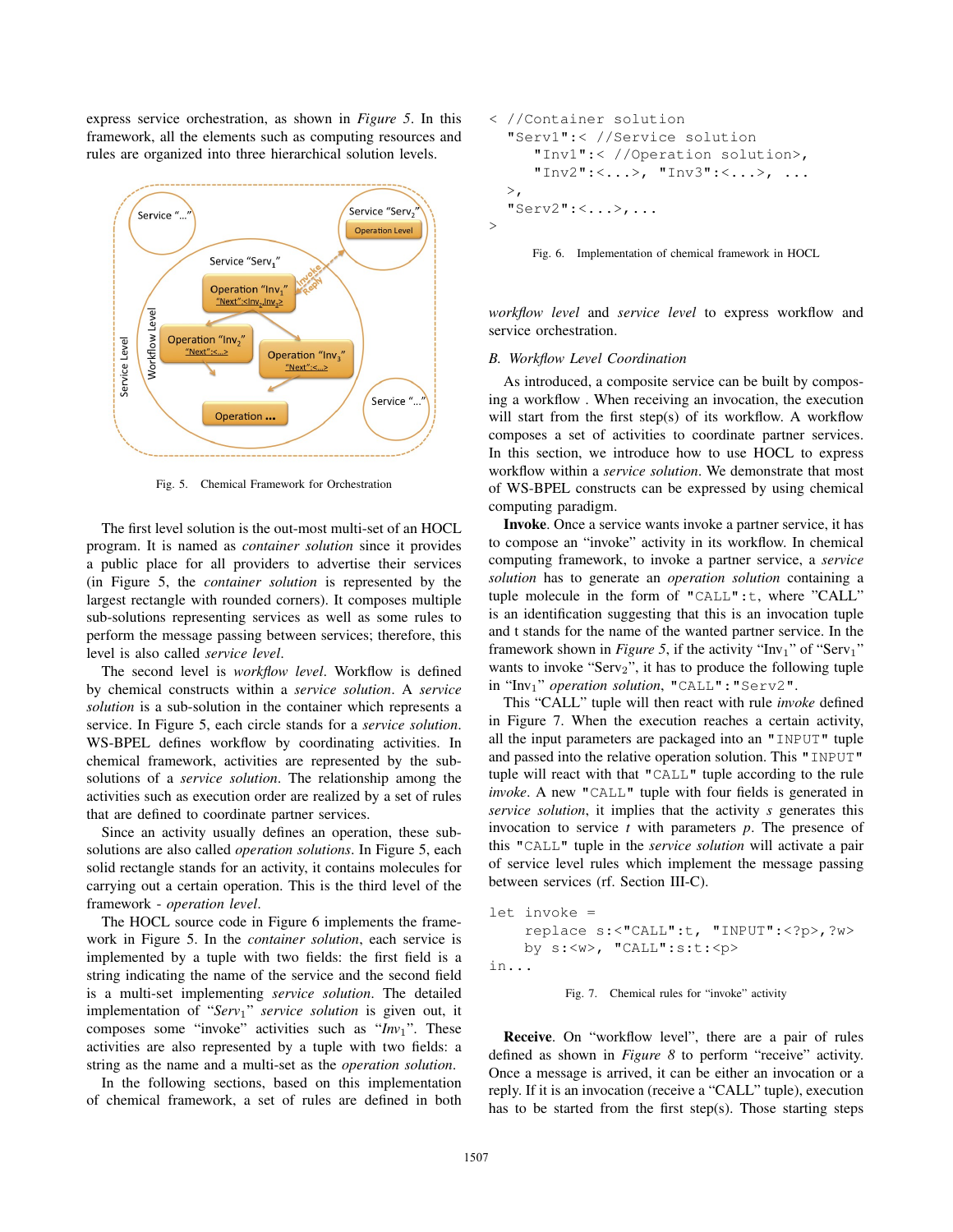express service orchestration, as shown in *Figure 5*. In this framework, all the elements such as computing resources and rules are organized into three hierarchical solution levels.

Fig. 5. Chemical Framework for Orchestration

The first level solution is the out-most multi-set of an HOCL program. It is named as *container solution* since it provides a public place for all providers to advertise their services (in Figure 5, the *container solution* is represented by the largest rectangle with rounded corners). It composes multiple sub-solutions representing services as well as some rules to perform the message passing between services; therefore, this level is also called *service level*.

The second level is *workflow level*. Workflow is defined by chemical constructs within a *service solution*. A *service solution* is a sub-solution in the container which represents a service. In Figure 5, each circle stands for a *service solution*. WS-BPEL defines workflow by coordinating activities. In chemical framework, activities are represented by the sub-solutions of a *service solution*. The relationship among the activities such as execution order are realized by a set of rules that are defined to coordinate partner services.

Since an activity usually defines an operation, these sub-solutions are also called *operation solutions*. In Figure 5, each solid rectangle stands for an activity, it contains molecules for carrying out a certain operation. This is the third level of the framework - *operation level*.

The HOCL source code in Figure 6 implements the framework in Figure 5. In the *container solution*, each service is implemented by a tuple with two fields: the first field is a string indicating the name of the service and the second field is a multi-set implementing *service solution*. The detailed implementation of "$Serv_1$" *service solution* is given out, it composes some "invoke" activities such as "$Inv_1$". These activities are also represented by a tuple with two fields: a string as the name and a multi-set as the *operation solution*.

In the following sections, based on this implementation of chemical framework, a set of rules are defined in both

```
< //Container solution
  "Serv1":< //Service solution
     "Inv1":< //Operation solution>,
     "Inv2":<...>, "Inv3":<...>, ...
  >,
  "Serv2":<...>,...
>
```

Fig. 6. Implementation of chemical framework in HOCL

*workflow level* and *service level* to express workflow and service orchestration.

## B. Workflow Level Coordination

As introduced, a composite service can be built by composing a workflow . When receiving an invocation, the execution will start from the first step(s) of its workflow. A workflow composes a set of activities to coordinate partner services. In this section, we introduce how to use HOCL to express workflow within a *service solution*. We demonstrate that most of WS-BPEL constructs can be expressed by using chemical computing paradigm.

**Invoke**. Once a service wants invoke a partner service, it has to compose an "invoke" activity in its workflow. In chemical computing framework, to invoke a partner service, a *service solution* has to generate an *operation solution* containing a tuple molecule in the form of `"CALL":t`, where "CALL" is an identification suggesting that this is an invocation tuple and t stands for the name of the wanted partner service. In the framework shown in *Figure 5*, if the activity "$\text{Inv}_1$" of "$\text{Serv}_1$" wants to invoke "$\text{Serv}_2$", it has to produce the following tuple in "$\text{Inv}_1$" *operation solution*, `"CALL":"Serv2"`.

This "CALL" tuple will then react with rule *invoke* defined in Figure 7. When the execution reaches a certain activity, all the input parameters are packaged into an `"INPUT"` tuple and passed into the relative operation solution. This `"INPUT"` tuple will react with that `"CALL"` tuple according to the rule *invoke*. A new `"CALL"` tuple with four fields is generated in *service solution*, it implies that the activity *s* generates this invocation to service *t* with parameters *p*. The presence of this `"CALL"` tuple in the *service solution* will activate a pair of service level rules which implement the message passing between services (rf. Section III-C).

```
let invoke =
    replace s:<"CALL":t, "INPUT":<?p>,?w>
    by s:<w>, "CALL":s:t:<p>
in...
```

Fig. 7. Chemical rules for "invoke" activity

**Receive**. On "workflow level", there are a pair of rules defined as shown in *Figure 8* to perform "receive" activity. Once a message is arrived, it can be either an invocation or a reply. If it is an invocation (receive a "CALL" tuple), execution has to be started from the first step(s). Those starting steps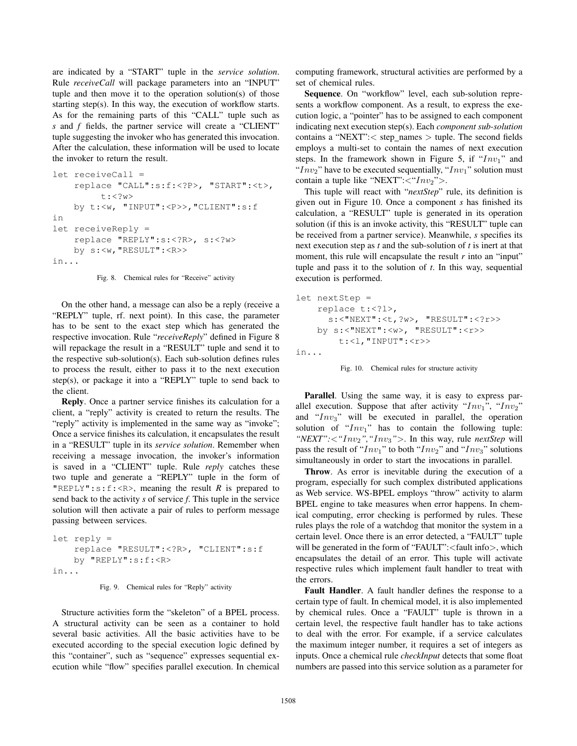are indicated by a "START" tuple in the *service solution*. Rule *receiveCall* will package parameters into an "INPUT" tuple and then move it to the operation solution(s) of those starting step(s). In this way, the execution of workflow starts. As for the remaining parts of this "CALL" tuple such as *s* and *f* fields, the partner service will create a "CLIENT" tuple suggesting the invoker who has generated this invocation. After the calculation, these information will be used to locate the invoker to return the result.

```
let receiveCall =
    replace "CALL":s:f:<?P>, "START":<t>,
         t:<?w>
    by t:<w, "INPUT":<P>>,"CLIENT":s:f
in
let receiveReply =
    replace "REPLY":s:<?R>, s:<?w>
    by s:<w,"RESULT":<R>>
in...
```

Fig. 8. Chemical rules for "Receive" activity

On the other hand, a message can also be a reply (receive a "REPLY" tuple, rf. next point). In this case, the parameter has to be sent to the exact step which has generated the respective invocation. Rule "*receiveReply*" defined in Figure 8 will repackage the result in a "RESULT" tuple and send it to the respective sub-solution(s). Each sub-solution defines rules to process the result, either to pass it to the next execution step(s), or package it into a "REPLY" tuple to send back to the client.

**Reply**. Once a partner service finishes its calculation for a client, a "reply" activity is created to return the results. The "reply" activity is implemented in the same way as "invoke"; Once a service finishes its calculation, it encapsulates the result in a "RESULT" tuple in its *service solution*. Remember when receiving a message invocation, the invoker's information is saved in a "CLIENT" tuple. Rule *reply* catches these two tuple and generate a "REPLY" tuple in the form of `"REPLY":s:f:<R>`, meaning the result *R* is prepared to send back to the activity *s* of service *f*. This tuple in the service solution will then activate a pair of rules to perform message passing between services.

```
let reply =
    replace "RESULT":<?R>, "CLIENT":s:f
    by "REPLY":s:f:<R>
in...
```

Fig. 9. Chemical rules for "Reply" activity

Structure activities form the "skeleton" of a BPEL process. A structural activity can be seen as a container to hold several basic activities. All the basic activities have to be executed according to the special execution logic defined by this "container", such as "sequence" expresses sequential execution while "flow" specifies parallel execution. In chemical computing framework, structural activities are performed by a set of chemical rules.

**Sequence**. On "workflow" level, each sub-solution represents a workflow component. As a result, to express the execution logic, a "pointer" has to be assigned to each component indicating next execution step(s). Each *component sub-solution* contains a "NEXT":< step_names > tuple. The second fields employs a multi-set to contain the names of next execution steps. In the framework shown in Figure 5, if "$Inv_1$" and "$Inv_2$" have to be executed sequentially, "$Inv_1$" solution must contain a tuple like "NEXT":<"$Inv_2$">.

This tuple will react with "***nextStep***" rule, its definition is given out in Figure 10. Once a component *s* has finished its calculation, a "RESULT" tuple is generated in its operation solution (if this is an invoke activity, this "RESULT" tuple can be received from a partner service). Meanwhile, *s* specifies its next execution step as *t* and the sub-solution of *t* is inert at that moment, this rule will encapsulate the result *r* into an "input" tuple and pass it to the solution of *t*. In this way, sequential execution is performed.

```
let nextStep =
    replace t:<?l>,
      s:<"NEXT":<t,?w>, "RESULT":<?r>>
    by s:<"NEXT":<w>, "RESULT":<r>>
        t:<l,"INPUT":<r>>
in...
```

Fig. 10. Chemical rules for structure activity

**Parallel**. Using the same way, it is easy to express parallel execution. Suppose that after activity "$Inv_1$", "$Inv_2$" and "$Inv_3$" will be executed in parallel, the operation solution of "$Inv_1$" has to contain the following tuple: *"NEXT":<"$Inv_2$","$Inv_3$">*. In this way, rule *nextStep* will pass the result of "$Inv_1$" to both "$Inv_2$" and "$Inv_3$" solutions simultaneously in order to start the invocations in parallel.

**Throw**. As error is inevitable during the execution of a program, especially for such complex distributed applications as Web service. WS-BPEL employs "throw" activity to alarm BPEL engine to take measures when error happens. In chemical computing, error checking is performed by rules. These rules plays the role of a watchdog that monitor the system in a certain level. Once there is an error detected, a "FAULT" tuple will be generated in the form of "FAULT":<fault info>, which encapsulates the detail of an error. This tuple will activate respective rules which implement fault handler to treat with the errors.

**Fault Handler**. A fault handler defines the response to a certain type of fault. In chemical model, it is also implemented by chemical rules. Once a "FAULT" tuple is thrown in a certain level, the respective fault handler has to take actions to deal with the error. For example, if a service calculates the maximum integer number, it requires a set of integers as inputs. Once a chemical rule *checkInput* detects that some float numbers are passed into this service solution as a parameter for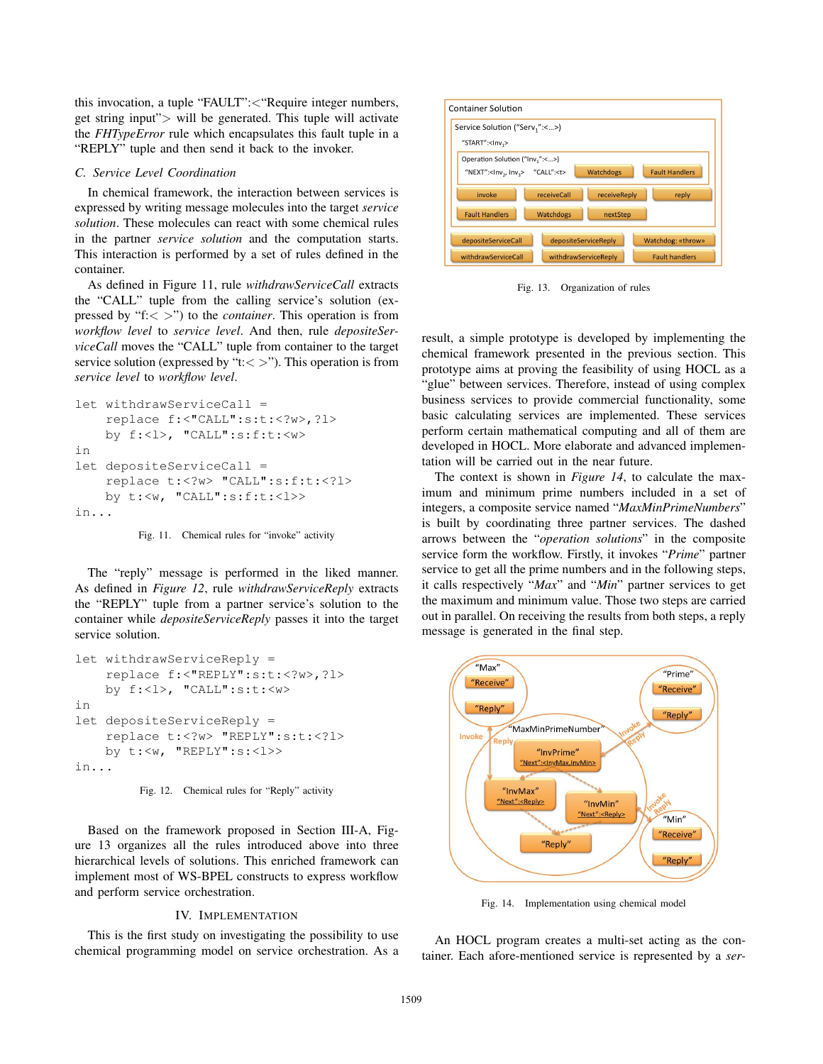this invocation, a tuple "FAULT":<"Require integer numbers, get string input"> will be generated. This tuple will activate the *FHTypeError* rule which encapsulates this fault tuple in a "REPLY" tuple and then send it back to the invoker.

### C. Service Level Coordination

In chemical framework, the interaction between services is expressed by writing message molecules into the target *service solution*. These molecules can react with some chemical rules in the partner *service solution* and the computation starts. This interaction is performed by a set of rules defined in the container.

As defined in Figure 11, rule *withdrawServiceCall* extracts the "CALL" tuple from the calling service's solution (expressed by "f:< >") to the *container*. This operation is from *workflow level* to *service level*. And then, rule *depositeServiceCall* moves the "CALL" tuple from container to the target service solution (expressed by "t:< >"). This operation is from *service level* to *workflow level*.

```
let withdrawServiceCall =
    replace f:<"CALL":s:t:<?w>,?l>
    by f:<l>, "CALL":s:f:t:<w>
in
let depositeServiceCall =
    replace t:<?w> "CALL":s:f:t:<?l>
    by t:<w, "CALL":s:f:t:<l>>
in...
```

Fig. 11. Chemical rules for "invoke" activity

The "reply" message is performed in the liked manner. As defined in *Figure 12*, rule *withdrawServiceReply* extracts the "REPLY" tuple from a partner service's solution to the container while *depositeServiceReply* passes it into the target service solution.

```
let withdrawServiceReply =
    replace f:<"REPLY":s:t:<?w>,?l>
    by f:<l>, "CALL":s:f:t:<w>
in
let depositeServiceReply =
    replace t:<?w> "REPLY":s:t:<?l>
    by t:<w, "REPLY":s:<l>>
in...
```

Fig. 12. Chemical rules for "Reply" activity

Based on the framework proposed in Section III-A, Figure 13 organizes all the rules introduced above into three hierarchical levels of solutions. This enriched framework can implement most of WS-BPEL constructs to express workflow and perform service orchestration.

Fig. 13. Organization of rules

## IV. Implementation

This is the first study on investigating the possibility to use chemical programming model on service orchestration. As a result, a simple prototype is developed by implementing the chemical framework presented in the previous section. This prototype aims at proving the feasibility of using HOCL as a "glue" between services. Therefore, instead of using complex business services to provide commercial functionality, some basic calculating services are implemented. These services perform certain mathematical computing and all of them are developed in HOCL. More elaborate and advanced implementation will be carried out in the near future.

The context is shown in *Figure 14*, to calculate the maximum and minimum prime numbers included in a set of integers, a composite service named "*MaxMinPrimeNumbers*" is built by coordinating three partner services. The dashed arrows between the "*operation solutions*" in the composite service form the workflow. Firstly, it invokes "*Prime*" partner service to get all the prime numbers and in the following steps, it calls respectively "*Max*" and "*Min*" partner services to get the maximum and minimum value. Those two steps are carried out in parallel. On receiving the results from both steps, a reply message is generated in the final step.

Fig. 14. Implementation using chemical model

An HOCL program creates a multi-set acting as the container. Each afore-mentioned service is represented by a *ser-*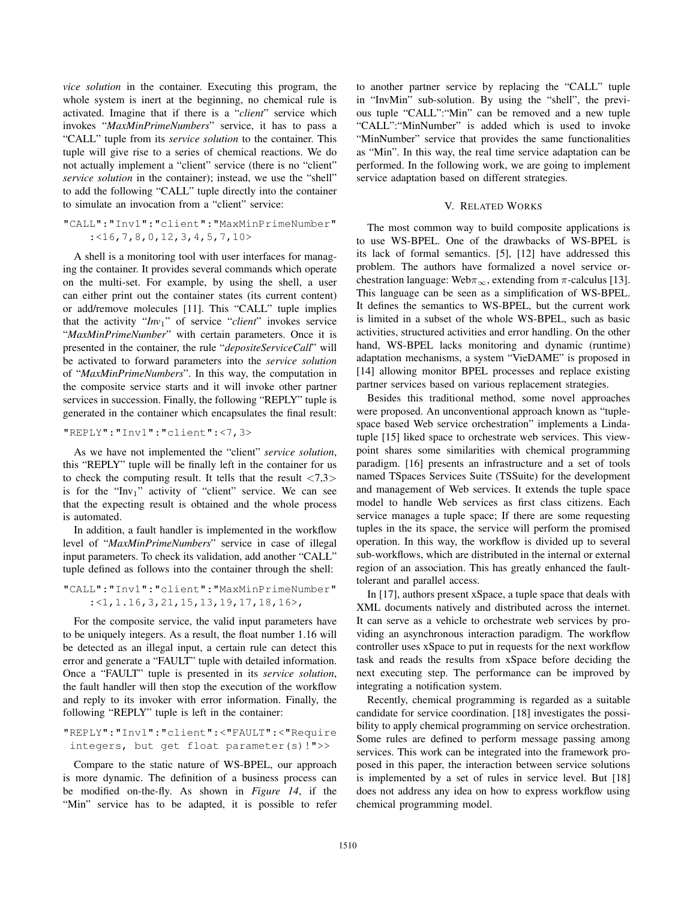*vice solution* in the container. Executing this program, the whole system is inert at the beginning, no chemical rule is activated. Imagine that if there is a "*client*" service which invokes "*MaxMinPrimeNumbers*" service, it has to pass a "CALL" tuple from its *service solution* to the container. This tuple will give rise to a series of chemical reactions. We do not actually implement a "client" service (there is no "client" *service solution* in the container); instead, we use the "shell" to add the following "CALL" tuple directly into the container to simulate an invocation from a "client" service:

```
"CALL":"Inv1":"client":"MaxMinPrimeNumber"
    :<16,7,8,0,12,3,4,5,7,10>
```

A shell is a monitoring tool with user interfaces for managing the container. It provides several commands which operate on the multi-set. For example, by using the shell, a user can either print out the container states (its current content) or add/remove molecules [11]. This "CALL" tuple implies that the activity "$Inv_1$" of service "*client*" invokes service "*MaxMinPrimeNumber*" with certain parameters. Once it is presented in the container, the rule "*depositeServiceCall*" will be activated to forward parameters into the *service solution* of "*MaxMinPrimeNumbers*". In this way, the computation in the composite service starts and it will invoke other partner services in succession. Finally, the following "REPLY" tuple is generated in the container which encapsulates the final result:

```
"REPLY":"Inv1":"client":<7,3>
```

As we have not implemented the "client" *service solution*, this "REPLY" tuple will be finally left in the container for us to check the computing result. It tells that the result <7,3> is for the "$\text{Inv}_1$" activity of "client" service. We can see that the expecting result is obtained and the whole process is automated.

In addition, a fault handler is implemented in the workflow level of "*MaxMinPrimeNumbers*" service in case of illegal input parameters. To check its validation, add another "CALL" tuple defined as follows into the container through the shell:

```
"CALL":"Inv1":"client":"MaxMinPrimeNumber"
    :<1,1.16,3,21,15,13,19,17,18,16>,
```

For the composite service, the valid input parameters have to be uniquely integers. As a result, the float number 1.16 will be detected as an illegal input, a certain rule can detect this error and generate a "FAULT" tuple with detailed information. Once a "FAULT" tuple is presented in its *service solution*, the fault handler will then stop the execution of the workflow and reply to its invoker with error information. Finally, the following "REPLY" tuple is left in the container:

```
"REPLY":"Inv1":"client":<"FAULT":<"Require
 integers, but get float parameter(s)!">>
```

Compare to the static nature of WS-BPEL, our approach is more dynamic. The definition of a business process can be modified on-the-fly. As shown in *Figure 14*, if the "Min" service has to be adapted, it is possible to refer to another partner service by replacing the "CALL" tuple in "InvMin" sub-solution. By using the "shell", the previous tuple "CALL":"Min" can be removed and a new tuple "CALL":"MinNumber" is added which is used to invoke "MinNumber" service that provides the same functionalities as "Min". In this way, the real time service adaptation can be performed. In the following work, we are going to implement service adaptation based on different strategies.

## V. Related Works

The most common way to build composite applications is to use WS-BPEL. One of the drawbacks of WS-BPEL is its lack of formal semantics. [5], [12] have addressed this problem. The authors have formalized a novel service orchestration language: Web$\pi_\infty$, extending from $\pi$-calculus [13]. This language can be seen as a simplification of WS-BPEL. It defines the semantics to WS-BPEL, but the current work is limited in a subset of the whole WS-BPEL, such as basic activities, structured activities and error handling. On the other hand, WS-BPEL lacks monitoring and dynamic (runtime) adaptation mechanisms, a system "VieDAME" is proposed in [14] allowing monitor BPEL processes and replace existing partner services based on various replacement strategies.

Besides this traditional method, some novel approaches were proposed. An unconventional approach known as "tuple-space based Web service orchestration" implements a Linda-tuple [15] liked space to orchestrate web services. This viewpoint shares some similarities with chemical programming paradigm. [16] presents an infrastructure and a set of tools named TSpaces Services Suite (TSSuite) for the development and management of Web services. It extends the tuple space model to handle Web services as first class citizens. Each service manages a tuple space; If there are some requesting tuples in the its space, the service will perform the promised operation. In this way, the workflow is divided up to several sub-workflows, which are distributed in the internal or external region of an association. This has greatly enhanced the fault-tolerant and parallel access.

In [17], authors present xSpace, a tuple space that deals with XML documents natively and distributed across the internet. It can serve as a vehicle to orchestrate web services by providing an asynchronous interaction paradigm. The workflow controller uses xSpace to put in requests for the next workflow task and reads the results from xSpace before deciding the next executing step. The performance can be improved by integrating a notification system.

Recently, chemical programming is regarded as a suitable candidate for service coordination. [18] investigates the possibility to apply chemical programming on service orchestration. Some rules are defined to perform message passing among services. This work can be integrated into the framework proposed in this paper, the interaction between service solutions is implemented by a set of rules in service level. But [18] does not address any idea on how to express workflow using chemical programming model.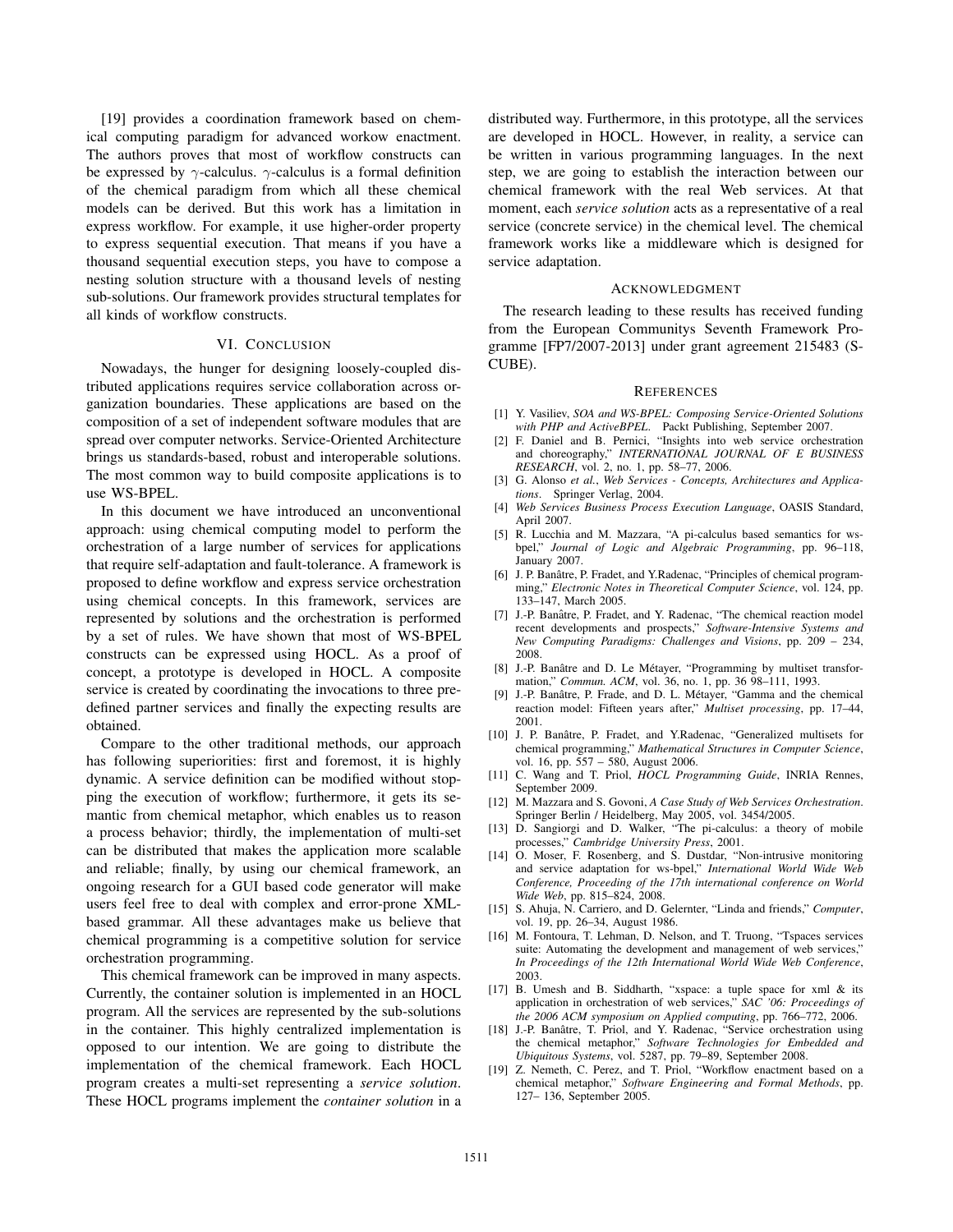[19] provides a coordination framework based on chemical computing paradigm for advanced workow enactment. The authors proves that most of workflow constructs can be expressed by $\gamma$-calculus. $\gamma$-calculus is a formal definition of the chemical paradigm from which all these chemical models can be derived. But this work has a limitation in express workflow. For example, it use higher-order property to express sequential execution. That means if you have a thousand sequential execution steps, you have to compose a nesting solution structure with a thousand levels of nesting sub-solutions. Our framework provides structural templates for all kinds of workflow constructs.

## VI. Conclusion

Nowadays, the hunger for designing loosely-coupled distributed applications requires service collaboration across organization boundaries. These applications are based on the composition of a set of independent software modules that are spread over computer networks. Service-Oriented Architecture brings us standards-based, robust and interoperable solutions. The most common way to build composite applications is to use WS-BPEL.

In this document we have introduced an unconventional approach: using chemical computing model to perform the orchestration of a large number of services for applications that require self-adaptation and fault-tolerance. A framework is proposed to define workflow and express service orchestration using chemical concepts. In this framework, services are represented by solutions and the orchestration is performed by a set of rules. We have shown that most of WS-BPEL constructs can be expressed using HOCL. As a proof of concept, a prototype is developed in HOCL. A composite service is created by coordinating the invocations to three predefined partner services and finally the expecting results are obtained.

Compare to the other traditional methods, our approach has following superiorities: first and foremost, it is highly dynamic. A service definition can be modified without stopping the execution of workflow; furthermore, it gets its semantic from chemical metaphor, which enables us to reason a process behavior; thirdly, the implementation of multi-set can be distributed that makes the application more scalable and reliable; finally, by using our chemical framework, an ongoing research for a GUI based code generator will make users feel free to deal with complex and error-prone XML-based grammar. All these advantages make us believe that chemical programming is a competitive solution for service orchestration programming.

This chemical framework can be improved in many aspects. Currently, the container solution is implemented in an HOCL program. All the services are represented by the sub-solutions in the container. This highly centralized implementation is opposed to our intention. We are going to distribute the implementation of the chemical framework. Each HOCL program creates a multi-set representing a *service solution*. These HOCL programs implement the *container solution* in a distributed way. Furthermore, in this prototype, all the services are developed in HOCL. However, in reality, a service can be written in various programming languages. In the next step, we are going to establish the interaction between our chemical framework with the real Web services. At that moment, each *service solution* acts as a representative of a real service (concrete service) in the chemical level. The chemical framework works like a middleware which is designed for service adaptation.

## Acknowledgment

The research leading to these results has received funding from the European Communitys Seventh Framework Programme [FP7/2007-2013] under grant agreement 215483 (S-CUBE).

## References

[1] Y. Vasiliev, *SOA and WS-BPEL: Composing Service-Oriented Solutions with PHP and ActiveBPEL*. Packt Publishing, September 2007.

[2] F. Daniel and B. Pernici, "Insights into web service orchestration and choreography," *INTERNATIONAL JOURNAL OF E BUSINESS RESEARCH*, vol. 2, no. 1, pp. 58–77, 2006.

[3] G. Alonso *et al.*, *Web Services - Concepts, Architectures and Applications*. Springer Verlag, 2004.

[4] *Web Services Business Process Execution Language*, OASIS Standard, April 2007.

[5] R. Lucchia and M. Mazzara, "A pi-calculus based semantics for ws-bpel," *Journal of Logic and Algebraic Programming*, pp. 96–118, January 2007.

[6] J. P. Banâtre, P. Fradet, and Y.Radenac, "Principles of chemical programming," *Electronic Notes in Theoretical Computer Science*, vol. 124, pp. 133–147, March 2005.

[7] J.-P. Banâtre, P. Fradet, and Y. Radenac, "The chemical reaction model recent developments and prospects," *Software-Intensive Systems and New Computing Paradigms: Challenges and Visions*, pp. 209 – 234, 2008.

[8] J.-P. Banâtre and D. Le Métayer, "Programming by multiset transformation," *Commun. ACM*, vol. 36, no. 1, pp. 36 98–111, 1993.

[9] J.-P. Banâtre, P. Frade, and D. L. Métayer, "Gamma and the chemical reaction model: Fifteen years after," *Multiset processing*, pp. 17–44, 2001.

[10] J. P. Banâtre, P. Fradet, and Y.Radenac, "Generalized multisets for chemical programming," *Mathematical Structures in Computer Science*, vol. 16, pp. 557 – 580, August 2006.

[11] C. Wang and T. Priol, *HOCL Programming Guide*, INRIA Rennes, September 2009.

[12] M. Mazzara and S. Govoni, *A Case Study of Web Services Orchestration*. Springer Berlin / Heidelberg, May 2005, vol. 3454/2005.

[13] D. Sangiorgi and D. Walker, "The pi-calculus: a theory of mobile processes," *Cambridge University Press*, 2001.

[14] O. Moser, F. Rosenberg, and S. Dustdar, "Non-intrusive monitoring and service adaptation for ws-bpel," *International World Wide Web Conference, Proceeding of the 17th international conference on World Wide Web*, pp. 815–824, 2008.

[15] S. Ahuja, N. Carriero, and D. Gelernter, "Linda and friends," *Computer*, vol. 19, pp. 26–34, August 1986.

[16] M. Fontoura, T. Lehman, D. Nelson, and T. Truong, "Tspaces services suite: Automating the development and management of web services," *In Proceedings of the 12th International World Wide Web Conference*, 2003.

[17] B. Umesh and B. Siddharth, "xspace: a tuple space for xml & its application in orchestration of web services," *SAC '06: Proceedings of the 2006 ACM symposium on Applied computing*, pp. 766–772, 2006.

[18] J.-P. Banâtre, T. Priol, and Y. Radenac, "Service orchestration using the chemical metaphor," *Software Technologies for Embedded and Ubiquitous Systems*, vol. 5287, pp. 79–89, September 2008.

[19] Z. Nemeth, C. Perez, and T. Priol, "Workflow enactment based on a chemical metaphor," *Software Engineering and Formal Methods*, pp. 127– 136, September 2005.